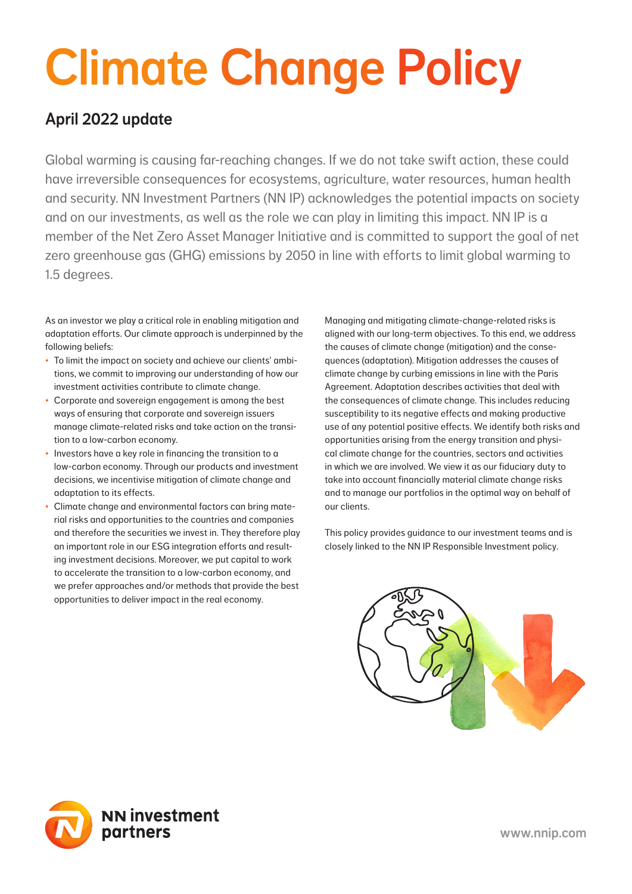# Climate Change Policy

## April 2022 update

Global warming is causing far-reaching changes. If we do not take swift action, these could have irreversible consequences for ecosystems, agriculture, water resources, human health and security. NN Investment Partners (NN IP) acknowledges the potential impacts on society and on our investments, as well as the role we can play in limiting this impact. NN IP is a member of the Net Zero Asset Manager Initiative and is committed to support the goal of net zero greenhouse gas (GHG) emissions by 2050 in line with efforts to limit global warming to 1.5 degrees.

As an investor we play a critical role in enabling mitigation and adaptation efforts. Our climate approach is underpinned by the following beliefs:

- To limit the impact on society and achieve our clients' ambitions, we commit to improving our understanding of how our investment activities contribute to climate change.
- Corporate and sovereign engagement is among the best ways of ensuring that corporate and sovereign issuers manage climate-related risks and take action on the transition to a low-carbon economy.
- Investors have a key role in financing the transition to a low-carbon economy. Through our products and investment decisions, we incentivise mitigation of climate change and adaptation to its effects.
- Climate change and environmental factors can bring material risks and opportunities to the countries and companies and therefore the securities we invest in. They therefore play an important role in our ESG integration efforts and resulting investment decisions. Moreover, we put capital to work to accelerate the transition to a low-carbon economy, and we prefer approaches and/or methods that provide the best opportunities to deliver impact in the real economy.

Managing and mitigating climate-change-related risks is aligned with our long-term objectives. To this end, we address the causes of climate change (mitigation) and the consequences (adaptation). Mitigation addresses the causes of climate change by curbing emissions in line with the Paris Agreement. Adaptation describes activities that deal with the consequences of climate change. This includes reducing susceptibility to its negative effects and making productive use of any potential positive effects. We identify both risks and opportunities arising from the energy transition and physical climate change for the countries, sectors and activities in which we are involved. We view it as our fiduciary duty to take into account financially material climate change risks and to manage our portfolios in the optimal way on behalf of our clients.

This policy provides guidance to our investment teams and is closely linked to the NN IP Responsible Investment policy.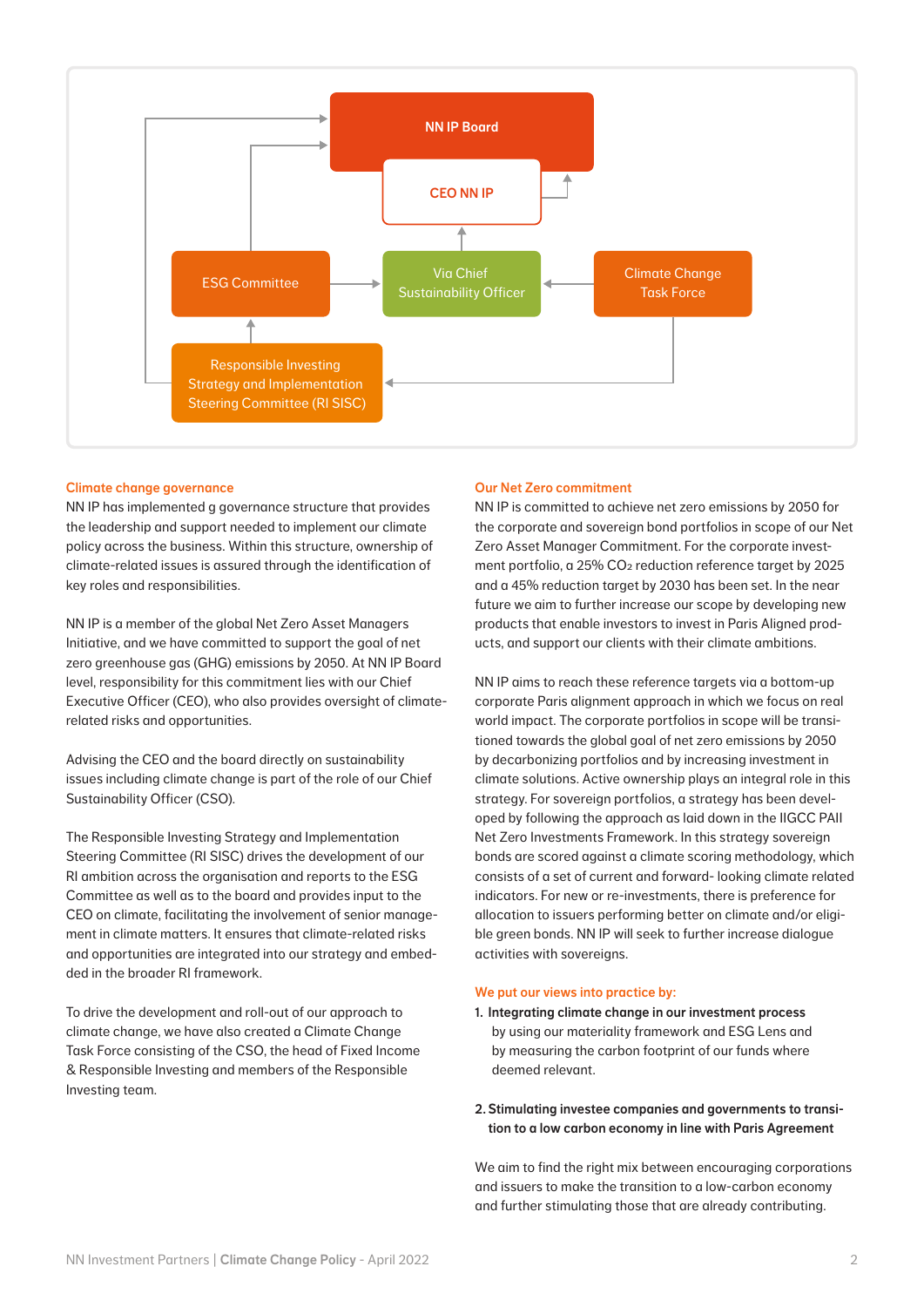NN IP Board

CEO NN IP

ESG Committee

Via Chief Sustainability Officer

Climate Change Task Force

Responsible Investing Strategy and Implementation Steering Committee (RI SISC)

### Climate change governance

NN IP has implemented g governance structure that provides the leadership and support needed to implement our climate policy across the business. Within this structure, ownership of climate-related issues is assured through the identification of key roles and responsibilities.

NN IP is a member of the global Net Zero Asset Managers Initiative, and we have committed to support the goal of net zero greenhouse gas (GHG) emissions by 2050. At NN IP Board level, responsibility for this commitment lies with our Chief Executive Officer (CEO), who also provides oversight of climate-related risks and opportunities.

Advising the CEO and the board directly on sustainability issues including climate change is part of the role of our Chief Sustainability Officer (CSO).

The Responsible Investing Strategy and Implementation Steering Committee (RI SISC) drives the development of our RI ambition across the organisation and reports to the ESG Committee as well as to the board and provides input to the CEO on climate, facilitating the involvement of senior management in climate matters. It ensures that climate-related risks and opportunities are integrated into our strategy and embedded in the broader RI framework.

To drive the development and roll-out of our approach to climate change, we have also created a Climate Change Task Force consisting of the CSO, the head of Fixed Income & Responsible Investing and members of the Responsible Investing team.

### Our Net Zero commitment

NN IP is committed to achieve net zero emissions by 2050 for the corporate and sovereign bond portfolios in scope of our Net Zero Asset Manager Commitment. For the corporate investment portfolio, a 25% $CO_2$ reduction reference target by 2025 and a 45% reduction target by 2030 has been set. In the near future we aim to further increase our scope by developing new products that enable investors to invest in Paris Aligned products, and support our clients with their climate ambitions.

NN IP aims to reach these reference targets via a bottom-up corporate Paris alignment approach in which we focus on real world impact. The corporate portfolios in scope will be transitioned towards the global goal of net zero emissions by 2050 by decarbonizing portfolios and by increasing investment in climate solutions. Active ownership plays an integral role in this strategy. For sovereign portfolios, a strategy has been developed by following the approach as laid down in the IIGCC PAII Net Zero Investments Framework. In this strategy sovereign bonds are scored against a climate scoring methodology, which consists of a set of current and forward- looking climate related indicators. For new or re-investments, there is preference for allocation to issuers performing better on climate and/or eligible green bonds. NN IP will seek to further increase dialogue activities with sovereigns.

### We put our views into practice by:

1. **Integrating climate change in our investment process** by using our materiality framework and ESG Lens and by measuring the carbon footprint of our funds where deemed relevant.

2. **Stimulating investee companies and governments to transition to a low carbon economy in line with Paris Agreement**

We aim to find the right mix between encouraging corporations and issuers to make the transition to a low-carbon economy and further stimulating those that are already contributing.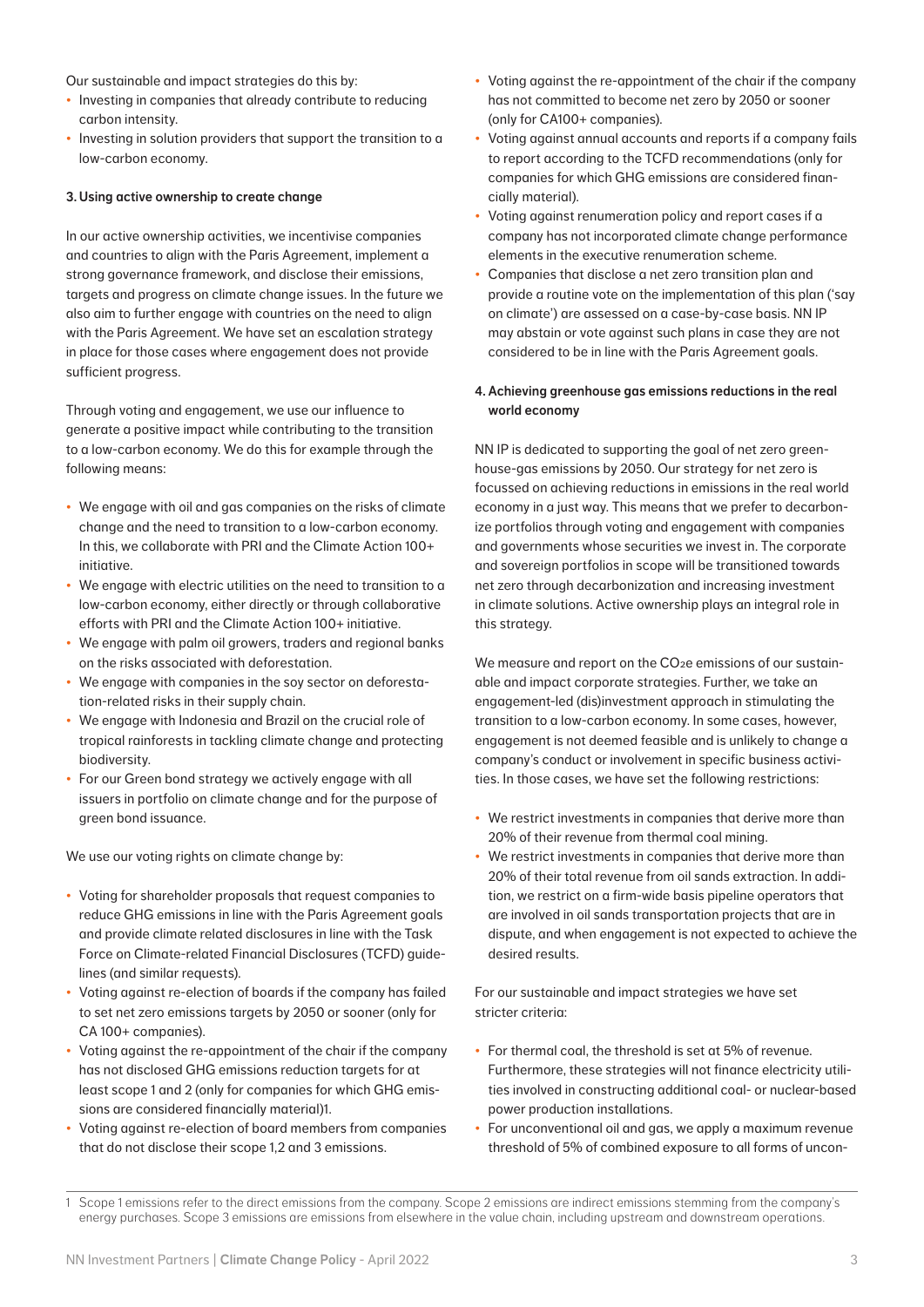Our sustainable and impact strategies do this by:

- Investing in companies that already contribute to reducing carbon intensity.
- Investing in solution providers that support the transition to a low-carbon economy.

**3. Using active ownership to create change**

In our active ownership activities, we incentivise companies and countries to align with the Paris Agreement, implement a strong governance framework, and disclose their emissions, targets and progress on climate change issues. In the future we also aim to further engage with countries on the need to align with the Paris Agreement. We have set an escalation strategy in place for those cases where engagement does not provide sufficient progress.

Through voting and engagement, we use our influence to generate a positive impact while contributing to the transition to a low-carbon economy. We do this for example through the following means:

- We engage with oil and gas companies on the risks of climate change and the need to transition to a low-carbon economy. In this, we collaborate with PRI and the Climate Action 100+ initiative.
- We engage with electric utilities on the need to transition to a low-carbon economy, either directly or through collaborative efforts with PRI and the Climate Action 100+ initiative.
- We engage with palm oil growers, traders and regional banks on the risks associated with deforestation.
- We engage with companies in the soy sector on deforestation-related risks in their supply chain.
- We engage with Indonesia and Brazil on the crucial role of tropical rainforests in tackling climate change and protecting biodiversity.
- For our Green bond strategy we actively engage with all issuers in portfolio on climate change and for the purpose of green bond issuance.

We use our voting rights on climate change by:

- Voting for shareholder proposals that request companies to reduce GHG emissions in line with the Paris Agreement goals and provide climate related disclosures in line with the Task Force on Climate-related Financial Disclosures (TCFD) guidelines (and similar requests).
- Voting against re-election of boards if the company has failed to set net zero emissions targets by 2050 or sooner (only for CA 100+ companies).
- Voting against the re-appointment of the chair if the company has not disclosed GHG emissions reduction targets for at least scope 1 and 2 (only for companies for which GHG emissions are considered financially material)[1].
- Voting against re-election of board members from companies that do not disclose their scope 1,2 and 3 emissions.
- Voting against the re-appointment of the chair if the company has not committed to become net zero by 2050 or sooner (only for CA100+ companies).
- Voting against annual accounts and reports if a company fails to report according to the TCFD recommendations (only for companies for which GHG emissions are considered financially material).
- Voting against renumeration policy and report cases if a company has not incorporated climate change performance elements in the executive renumeration scheme.
- Companies that disclose a net zero transition plan and provide a routine vote on the implementation of this plan ('say on climate') are assessed on a case-by-case basis. NN IP may abstain or vote against such plans in case they are not considered to be in line with the Paris Agreement goals.

**4. Achieving greenhouse gas emissions reductions in the real world economy**

NN IP is dedicated to supporting the goal of net zero greenhouse-gas emissions by 2050. Our strategy for net zero is focussed on achieving reductions in emissions in the real world economy in a just way. This means that we prefer to decarbonize portfolios through voting and engagement with companies and governments whose securities we invest in. The corporate and sovereign portfolios in scope will be transitioned towards net zero through decarbonization and increasing investment in climate solutions. Active ownership plays an integral role in this strategy.

We measure and report on the $CO_2e$ emissions of our sustainable and impact corporate strategies. Further, we take an engagement-led (dis)investment approach in stimulating the transition to a low-carbon economy. In some cases, however, engagement is not deemed feasible and is unlikely to change a company's conduct or involvement in specific business activities. In those cases, we have set the following restrictions:

- We restrict investments in companies that derive more than 20% of their revenue from thermal coal mining.
- We restrict investments in companies that derive more than 20% of their total revenue from oil sands extraction. In addition, we restrict on a firm-wide basis pipeline operators that are involved in oil sands transportation projects that are in dispute, and when engagement is not expected to achieve the desired results.

For our sustainable and impact strategies we have set stricter criteria:

- For thermal coal, the threshold is set at 5% of revenue. Furthermore, these strategies will not finance electricity utilities involved in constructing additional coal- or nuclear-based power production installations.
- For unconventional oil and gas, we apply a maximum revenue threshold of 5% of combined exposure to all forms of uncon-

[1] Scope 1 emissions refer to the direct emissions from the company. Scope 2 emissions are indirect emissions stemming from the company's energy purchases. Scope 3 emissions are emissions from elsewhere in the value chain, including upstream and downstream operations.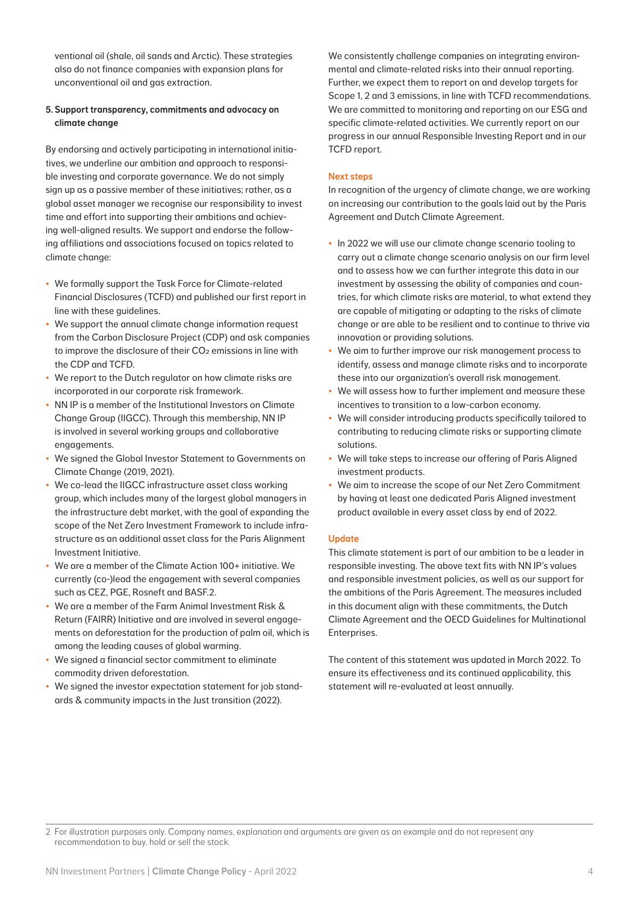ventional oil (shale, oil sands and Arctic). These strategies also do not finance companies with expansion plans for unconventional oil and gas extraction.

**5. Support transparency, commitments and advocacy on climate change**

By endorsing and actively participating in international initiatives, we underline our ambition and approach to responsible investing and corporate governance. We do not simply sign up as a passive member of these initiatives; rather, as a global asset manager we recognise our responsibility to invest time and effort into supporting their ambitions and achieving well-aligned results. We support and endorse the following affiliations and associations focused on topics related to climate change:

- We formally support the Task Force for Climate-related Financial Disclosures (TCFD) and published our first report in line with these guidelines.
- We support the annual climate change information request from the Carbon Disclosure Project (CDP) and ask companies to improve the disclosure of their $CO_2$ emissions in line with the CDP and TCFD.
- We report to the Dutch regulator on how climate risks are incorporated in our corporate risk framework.
- NN IP is a member of the Institutional Investors on Climate Change Group (IIGCC). Through this membership, NN IP is involved in several working groups and collaborative engagements.
- We signed the Global Investor Statement to Governments on Climate Change (2019, 2021).
- We co-lead the IIGCC infrastructure asset class working group, which includes many of the largest global managers in the infrastructure debt market, with the goal of expanding the scope of the Net Zero Investment Framework to include infrastructure as an additional asset class for the Paris Alignment Investment Initiative.
- We are a member of the Climate Action 100+ initiative. We currently (co-)lead the engagement with several companies such as CEZ, PGE, Rosneft and BASF.[2]
- We are a member of the Farm Animal Investment Risk & Return (FAIRR) Initiative and are involved in several engagements on deforestation for the production of palm oil, which is among the leading causes of global warming.
- We signed a financial sector commitment to eliminate commodity driven deforestation.
- We signed the investor expectation statement for job standards & community impacts in the Just transition (2022).

We consistently challenge companies on integrating environmental and climate-related risks into their annual reporting. Further, we expect them to report on and develop targets for Scope 1, 2 and 3 emissions, in line with TCFD recommendations. We are committed to monitoring and reporting on our ESG and specific climate-related activities. We currently report on our progress in our annual Responsible Investing Report and in our TCFD report.

## Next steps

In recognition of the urgency of climate change, we are working on increasing our contribution to the goals laid out by the Paris Agreement and Dutch Climate Agreement.

- In 2022 we will use our climate change scenario tooling to carry out a climate change scenario analysis on our firm level and to assess how we can further integrate this data in our investment by assessing the ability of companies and countries, for which climate risks are material, to what extend they are capable of mitigating or adapting to the risks of climate change or are able to be resilient and to continue to thrive via innovation or providing solutions.
- We aim to further improve our risk management process to identify, assess and manage climate risks and to incorporate these into our organization's overall risk management.
- We will assess how to further implement and measure these incentives to transition to a low-carbon economy.
- We will consider introducing products specifically tailored to contributing to reducing climate risks or supporting climate solutions.
- We will take steps to increase our offering of Paris Aligned investment products.
- We aim to increase the scope of our Net Zero Commitment by having at least one dedicated Paris Aligned investment product available in every asset class by end of 2022.

## Update

This climate statement is part of our ambition to be a leader in responsible investing. The above text fits with NN IP's values and responsible investment policies, as well as our support for the ambitions of the Paris Agreement. The measures included in this document align with these commitments, the Dutch Climate Agreement and the OECD Guidelines for Multinational Enterprises.

The content of this statement was updated in March 2022. To ensure its effectiveness and its continued applicability, this statement will re-evaluated at least annually.

---

2 For illustration purposes only. Company names, explanation and arguments are given as an example and do not represent any recommendation to buy, hold or sell the stock.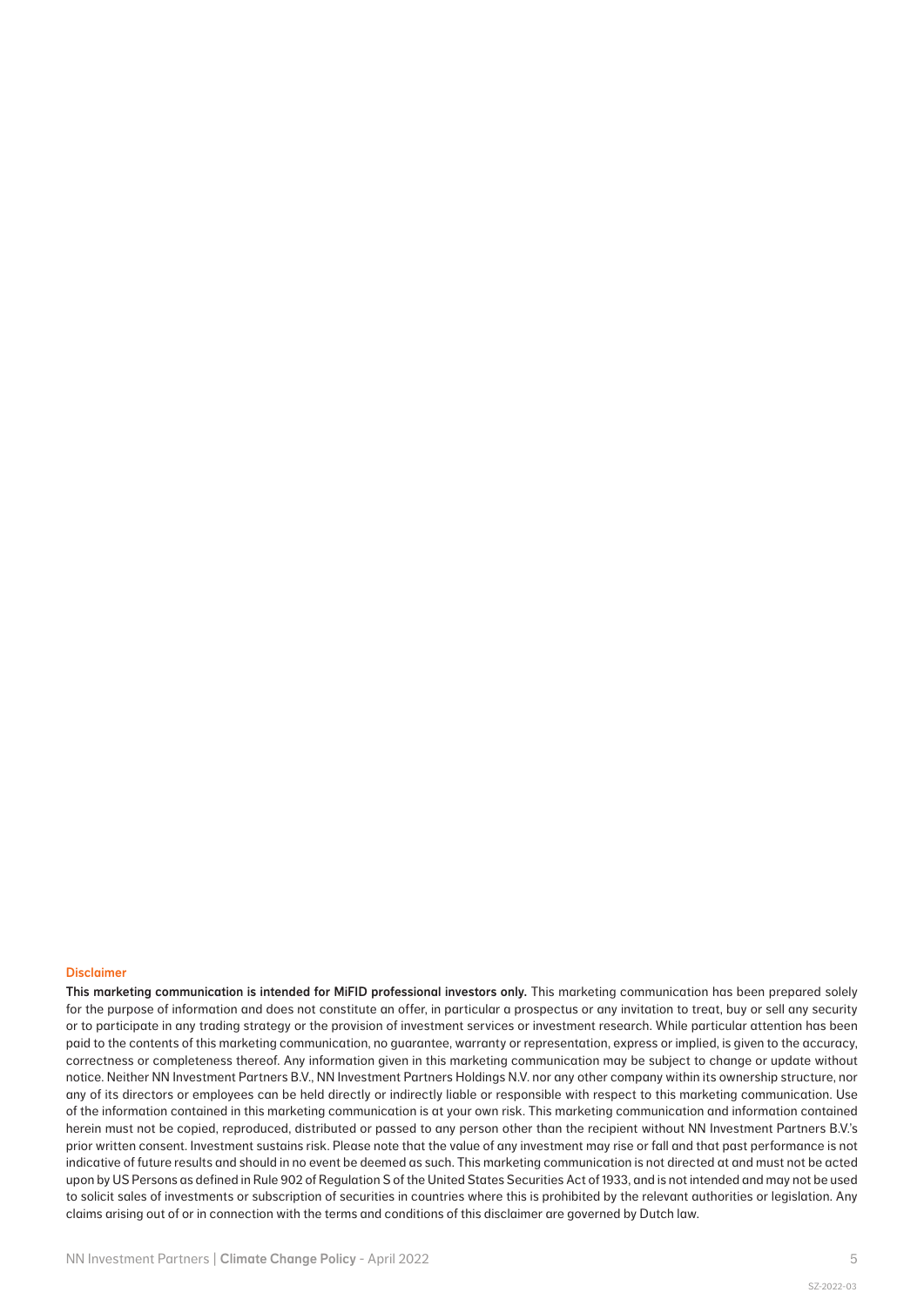### Disclaimer

**This marketing communication is intended for MiFID professional investors only.** This marketing communication has been prepared solely for the purpose of information and does not constitute an offer, in particular a prospectus or any invitation to treat, buy or sell any security or to participate in any trading strategy or the provision of investment services or investment research. While particular attention has been paid to the contents of this marketing communication, no guarantee, warranty or representation, express or implied, is given to the accuracy, correctness or completeness thereof. Any information given in this marketing communication may be subject to change or update without notice. Neither NN Investment Partners B.V., NN Investment Partners Holdings N.V. nor any other company within its ownership structure, nor any of its directors or employees can be held directly or indirectly liable or responsible with respect to this marketing communication. Use of the information contained in this marketing communication is at your own risk. This marketing communication and information contained herein must not be copied, reproduced, distributed or passed to any person other than the recipient without NN Investment Partners B.V.'s prior written consent. Investment sustains risk. Please note that the value of any investment may rise or fall and that past performance is not indicative of future results and should in no event be deemed as such. This marketing communication is not directed at and must not be acted upon by US Persons as defined in Rule 902 of Regulation S of the United States Securities Act of 1933, and is not intended and may not be used to solicit sales of investments or subscription of securities in countries where this is prohibited by the relevant authorities or legislation. Any claims arising out of or in connection with the terms and conditions of this disclaimer are governed by Dutch law.

SZ-2022-03